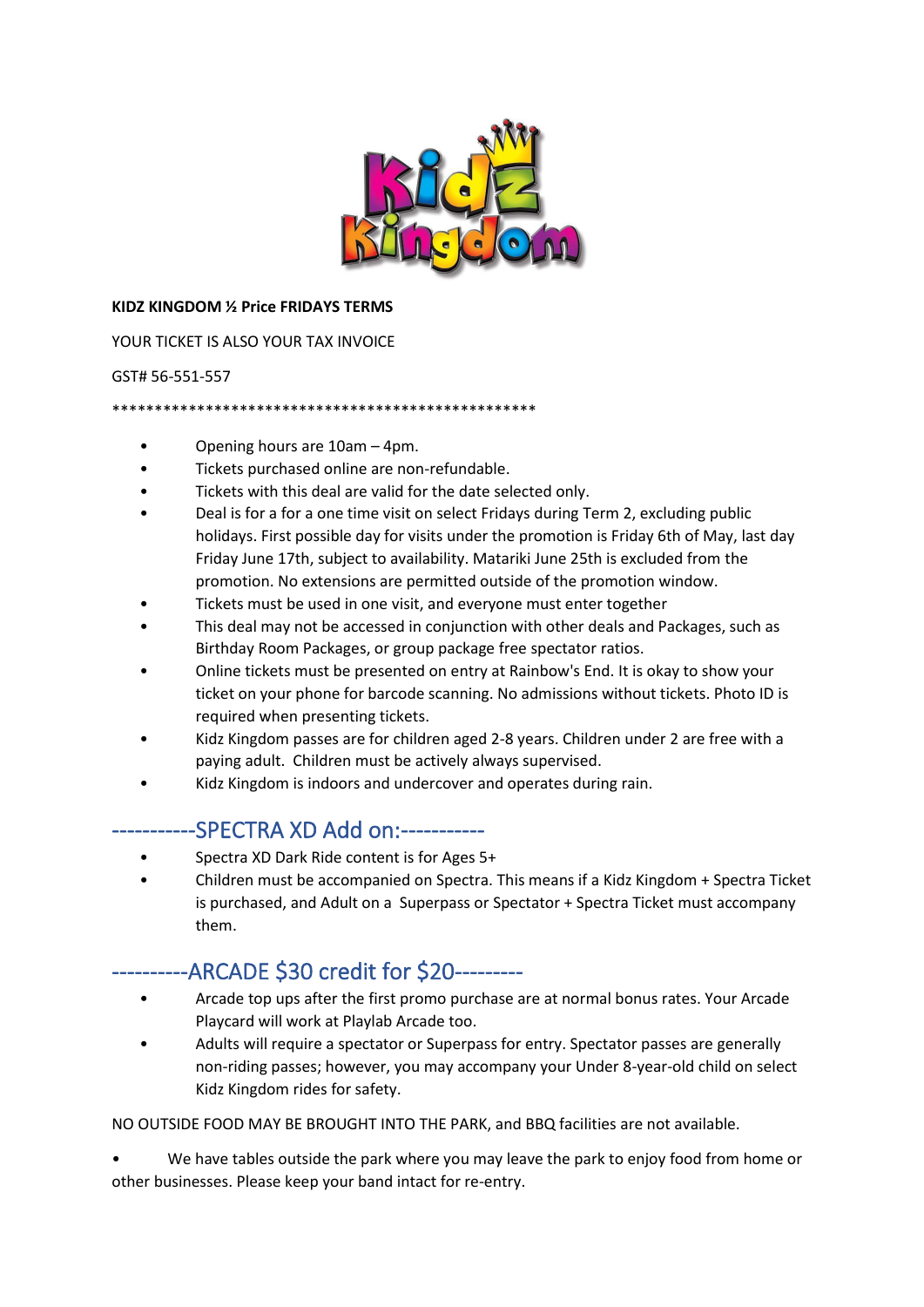**KIDZ KINGDOM ½ Price FRIDAYS TERMS**

YOUR TICKET IS ALSO YOUR TAX INVOICE

GST# 56-551-557

**************************************************

- Opening hours are 10am – 4pm.
- Tickets purchased online are non-refundable.
- Tickets with this deal are valid for the date selected only.
- Deal is for a for a one time visit on select Fridays during Term 2, excluding public holidays. First possible day for visits under the promotion is Friday 6th of May, last day Friday June 17th, subject to availability. Matariki June 25th is excluded from the promotion. No extensions are permitted outside of the promotion window.
- Tickets must be used in one visit, and everyone must enter together
- This deal may not be accessed in conjunction with other deals and Packages, such as Birthday Room Packages, or group package free spectator ratios.
- Online tickets must be presented on entry at Rainbow's End. It is okay to show your ticket on your phone for barcode scanning. No admissions without tickets. Photo ID is required when presenting tickets.
- Kidz Kingdom passes are for children aged 2-8 years. Children under 2 are free with a paying adult. Children must be actively always supervised.
- Kidz Kingdom is indoors and undercover and operates during rain.

## -----------SPECTRA XD Add on:-----------

- Spectra XD Dark Ride content is for Ages 5+
- Children must be accompanied on Spectra. This means if a Kidz Kingdom + Spectra Ticket is purchased, and Adult on a Superpass or Spectator + Spectra Ticket must accompany them.

## ----------ARCADE $30 credit for $20---------

- Arcade top ups after the first promo purchase are at normal bonus rates. Your Arcade Playcard will work at Playlab Arcade too.
- Adults will require a spectator or Superpass for entry. Spectator passes are generally non-riding passes; however, you may accompany your Under 8-year-old child on select Kidz Kingdom rides for safety.

NO OUTSIDE FOOD MAY BE BROUGHT INTO THE PARK, and BBQ facilities are not available.

- We have tables outside the park where you may leave the park to enjoy food from home or other businesses. Please keep your band intact for re-entry.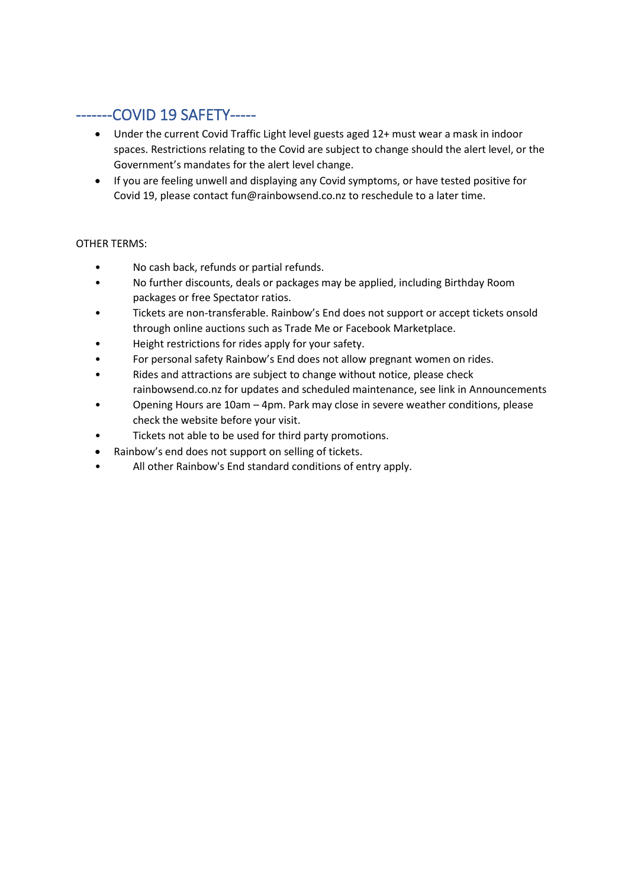## -------COVID 19 SAFETY-----

- Under the current Covid Traffic Light level guests aged 12+ must wear a mask in indoor spaces. Restrictions relating to the Covid are subject to change should the alert level, or the Government's mandates for the alert level change.
- If you are feeling unwell and displaying any Covid symptoms, or have tested positive for Covid 19, please contact fun@rainbowsend.co.nz to reschedule to a later time.

OTHER TERMS:

- No cash back, refunds or partial refunds.
- No further discounts, deals or packages may be applied, including Birthday Room packages or free Spectator ratios.
- Tickets are non-transferable. Rainbow's End does not support or accept tickets onsold through online auctions such as Trade Me or Facebook Marketplace.
- Height restrictions for rides apply for your safety.
- For personal safety Rainbow's End does not allow pregnant women on rides.
- Rides and attractions are subject to change without notice, please check rainbowsend.co.nz for updates and scheduled maintenance, see link in Announcements
- Opening Hours are 10am – 4pm. Park may close in severe weather conditions, please check the website before your visit.
- Tickets not able to be used for third party promotions.
- Rainbow's end does not support on selling of tickets.
- All other Rainbow's End standard conditions of entry apply.